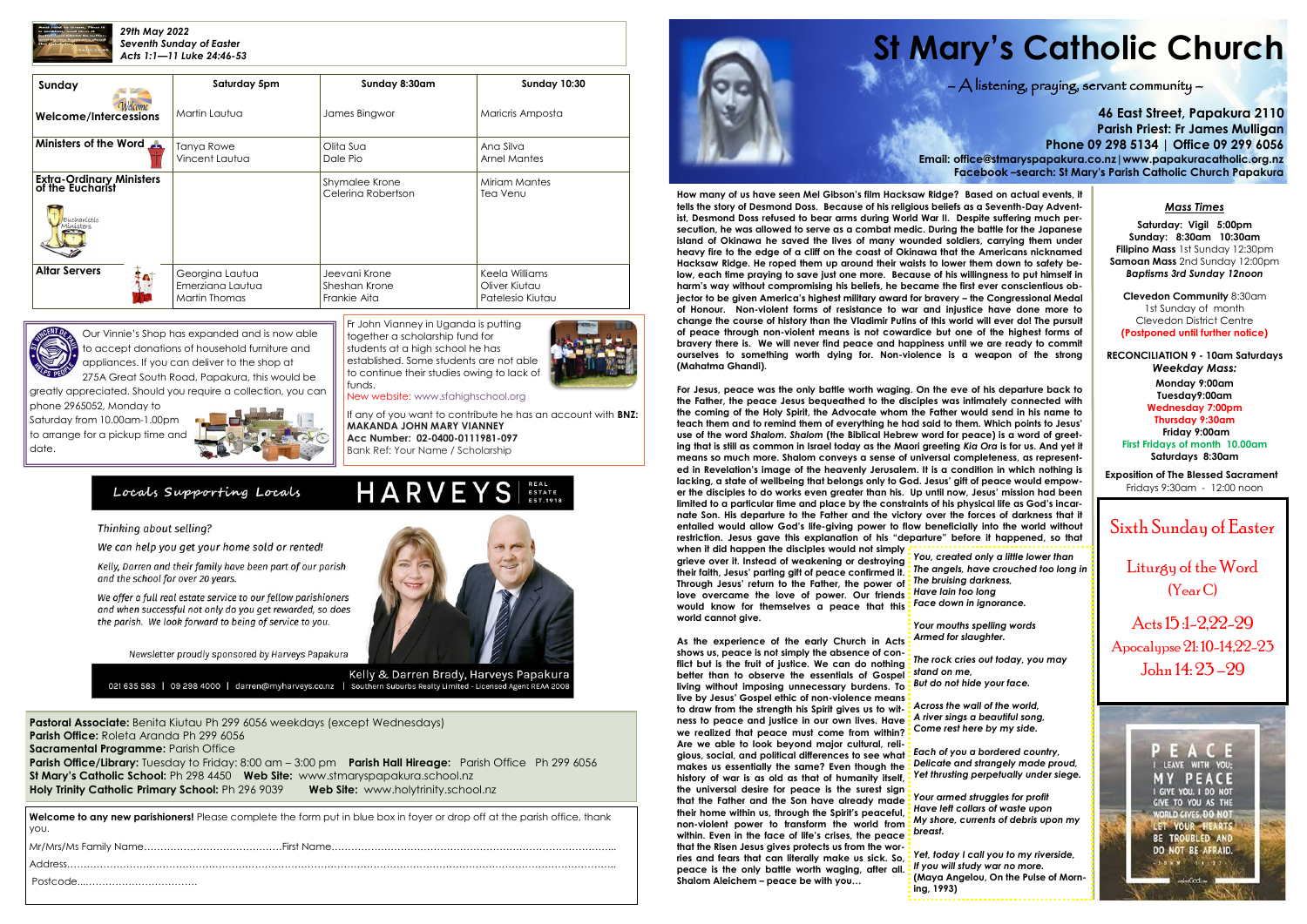*29th May 2022*
*Seventh Sunday of Easter*
*Acts 1:1—11 Luke 24:46-53*

| Sunday | Saturday 5pm | Sunday 8:30am | Sunday 10:30 |
|---|---|---|---|
| **Welcome/Intercessions** | Martin Lautua | James Bingwor | Maricris Amposta |
| **Ministers of the Word** | Tanya Rowe<br>Vincent Lautua | Olita Sua<br>Dale Pio | Ana Silva<br>Arnel Mantes |
| **Extra-Ordinary Ministers of the Eucharist** | | Shymalee Krone<br>Celerina Robertson | Miriam Mantes<br>Tea Venu |
| **Altar Servers** | Georgina Lautua<br>Emerziana Lautua<br>Martin Thomas | Jeevani Krone<br>Sheshan Krone<br>Frankie Aita | Keela Williams<br>Oliver Kiutau<br>Patelesio Kiutau |

Our Vinnie's Shop has expanded and is now able to accept donations of household furniture and appliances. If you can deliver to the shop at 275A Great South Road, Papakura, this would be greatly appreciated. Should you require a collection, you can phone 2965052, Monday to Saturday from 10.00am-1.00pm to arrange for a pickup time and date.

Fr John Vianney in Uganda is putting together a scholarship fund for students at a high school he has established. Some students are not able to continue their studies owing to lack of funds.
New website: www.sfahighschool.org

If any of you want to contribute he has an account with **BNZ: MAKANDA JOHN MARY VIANNEY**
**Acc Number: 02-0400-0111981-097**
Bank Ref: Your Name / Scholarship

Locals Supporting Locals — HARVEYS REAL ESTATE EST.1918

*Thinking about selling?*

*We can help you get your home sold or rented!*

*Kelly, Darren and their family have been part of our parish and the school for over 20 years.*

*We offer a full real estate service to our fellow parishioners and when successful not only do you get rewarded, so does the parish. We look forward to being of service to you.*

*Newsletter proudly sponsored by Harveys Papakura*

Kelly & Darren Brady, Harveys Papakura
021 635 583 | 09 298 4000 | darren@myharveys.co.nz | Southern Suburbs Realty Limited - Licensed Agent REAA 2008

**Pastoral Associate:** Benita Kiutau Ph 299 6056 weekdays (except Wednesdays)
**Parish Office:** Roleta Aranda Ph 299 6056
**Sacramental Programme:** Parish Office
**Parish Office/Library:** Tuesday to Friday: 8:00 am – 3:00 pm **Parish Hall Hireage:** Parish Office Ph 299 6056
**St Mary's Catholic School:** Ph 298 4450 **Web Site:** www.stmaryspapakura.school.nz
**Holy Trinity Catholic Primary School:** Ph 296 9039 **Web Site:** www.holytrinity.school.nz

**Welcome to any new parishioners!** Please complete the form put in blue box in foyer or drop off at the parish office, thank you.

Mr/Mrs/Ms Family Name……………………………………First Name……………………………………………………………………………

Address………………………………………………………………………………………………………………………………………………

Postcode……………………………….

# St Mary's Catholic Church

– A listening, praying, servant community –

**46 East Street, Papakura 2110**
**Parish Priest: Fr James Mulligan**
**Phone 09 298 5134 | Office 09 299 6056**
**Email: office@stmaryspapakura.co.nz | www.papakuracatholic.org.nz**
**Facebook –search: St Mary's Parish Catholic Church Papakura**

**How many of us have seen Mel Gibson's film Hacksaw Ridge? Based on actual events, it tells the story of Desmond Doss. Because of his religious beliefs as a Seventh-Day Adventist, Desmond Doss refused to bear arms during World War II. Despite suffering much persecution, he was allowed to serve as a combat medic. During the battle for the Japanese island of Okinawa he saved the lives of many wounded soldiers, carrying them under heavy fire to the edge of a cliff on the coast of Okinawa that the Americans nicknamed Hacksaw Ridge. He roped them up around their waists to lower them down to safety below, each time praying to save just one more. Because of his willingness to put himself in harm's way without compromising his beliefs, he became the first ever conscientious objector to be given America's highest military award for bravery – the Congressional Medal of Honour. Non-violent forms of resistance to war and injustice have done more to change the course of history than the Vladimir Putins of this world will ever do! The pursuit of peace through non-violent means is not cowardice but one of the highest forms of bravery there is. We will never find peace and happiness until we are ready to commit ourselves to something worth dying for. Non-violence is a weapon of the strong (Mahatma Ghandi).**

**For Jesus, peace was the only battle worth waging. On the eve of his departure back to the Father, the peace Jesus bequeathed to the disciples was intimately connected with the coming of the Holy Spirit, the Advocate whom the Father would send in his name to teach them and to remind them of everything he had said to them. Which points to Jesus' use of the word *Shalom*. *Shalom* (the Biblical Hebrew word for peace) is a word of greeting that is still as common in Israel today as the Maori greeting *Kia Ora* is for us. And yet it means so much more. Shalom conveys a sense of universal completeness, as represented in Revelation's image of the heavenly Jerusalem. It is a condition in which nothing is lacking, a state of wellbeing that belongs only to God. Jesus' gift of peace would empower the disciples to do works even greater than his. Up until now, Jesus' mission had been limited to a particular time and place by the constraints of his physical life as God's incarnate Son. His departure to the Father and the victory over the forces of darkness that it entailed would allow God's life-giving power to flow beneficially into the world without restriction. Jesus gave this explanation of his "departure" before it happened, so that when it did happen the disciples would not simply grieve over it. Instead of weakening or destroying their faith, Jesus' parting gift of peace confirmed it. Through Jesus' return to the Father, the power of love overcame the love of power. Our friends would know for themselves a peace that this world cannot give.**

**As the experience of the early Church in Acts shows us, peace is not simply the absence of conflict but is the fruit of justice. We can do nothing better than to observe the essentials of Gospel living without imposing unnecessary burdens. To live by Jesus' Gospel ethic of non-violence means to draw from the strength his Spirit gives us to witness to peace and justice in our own lives. Have we realized that peace must come from within? Are we able to look beyond mutual cultural, religious, social, and political differences to see what makes us essentially the same? Even though the history of war is as old as that of humanity itself, the universal desire for peace is the surest sign that the Father and the Son have already made their home within us, through the Spirit's peaceful, non-violent power to transform the world from within. Even in the face of life's crises, the peace that the Risen Jesus gives protects us from the worries and fears that can literally make us sick. So, peace is the only battle worth waging, after all. Shalom Aleichem – peace be with you…**

***You, created only a little lower than***
***The angels, have crouched too long in***
***The bruising darkness,***
***Have lain too long***
***Face down in ignorance.***

***Your mouths spelling words***
***Armed for slaughter.***

***The rock cries out today, you may***
***stand on me,***
***But do not hide your face.***

***Across the wall of the world,***
***A river sings a beautiful song,***
***Come rest here by my side.***

***Each of you a bordered country,***
***Delicate and strangely made proud,***
***Yet thrusting perpetually under siege.***

***Your armed struggles for profit***
***Have left collars of waste upon***
***My shore, currents of debris upon my***
***breast.***

***Yet, today I call you to my riverside,***
***If you will study war no more.***
**(Maya Angelou, On the Pulse of Morning, 1993)**

### *Mass Times*

**Saturday: Vigil 5:00pm**
**Sunday: 8:30am 10:30am**
**Filipino Mass** 1st Sunday 12:30pm
**Samoan Mass** 2nd Sunday 12:00pm
***Baptisms 3rd Sunday 12noon***

**Clevedon Community** 8:30am
1st Sunday of month
Clevedon District Centre
**(Postponed until further notice)**

**RECONCILIATION 9 - 10am Saturdays**
***Weekday Mass:***
**Monday 9:00am**
**Tuesday9:00am**
**Wednesday 7:00pm**
**Thursday 9:30am**
**Friday 9:00am**
**First Fridays of month 10.00am**
**Saturdays 8:30am**

**Exposition of The Blessed Sacrament**
Fridays 9:30am - 12:00 noon

## Sixth Sunday of Easter

Liturgy of the Word (Year C)

Acts 15:1-2,22-29
Apocalypse 21:10-14,22-23
John 14: 23 –29

PEACE I LEAVE WITH YOU; MY PEACE I GIVE YOU. I DO NOT GIVE TO YOU AS THE WORLD GIVES. DO NOT LET YOUR HEARTS BE TROUBLED AND DO NOT BE AFRAID. - JOHN 14:27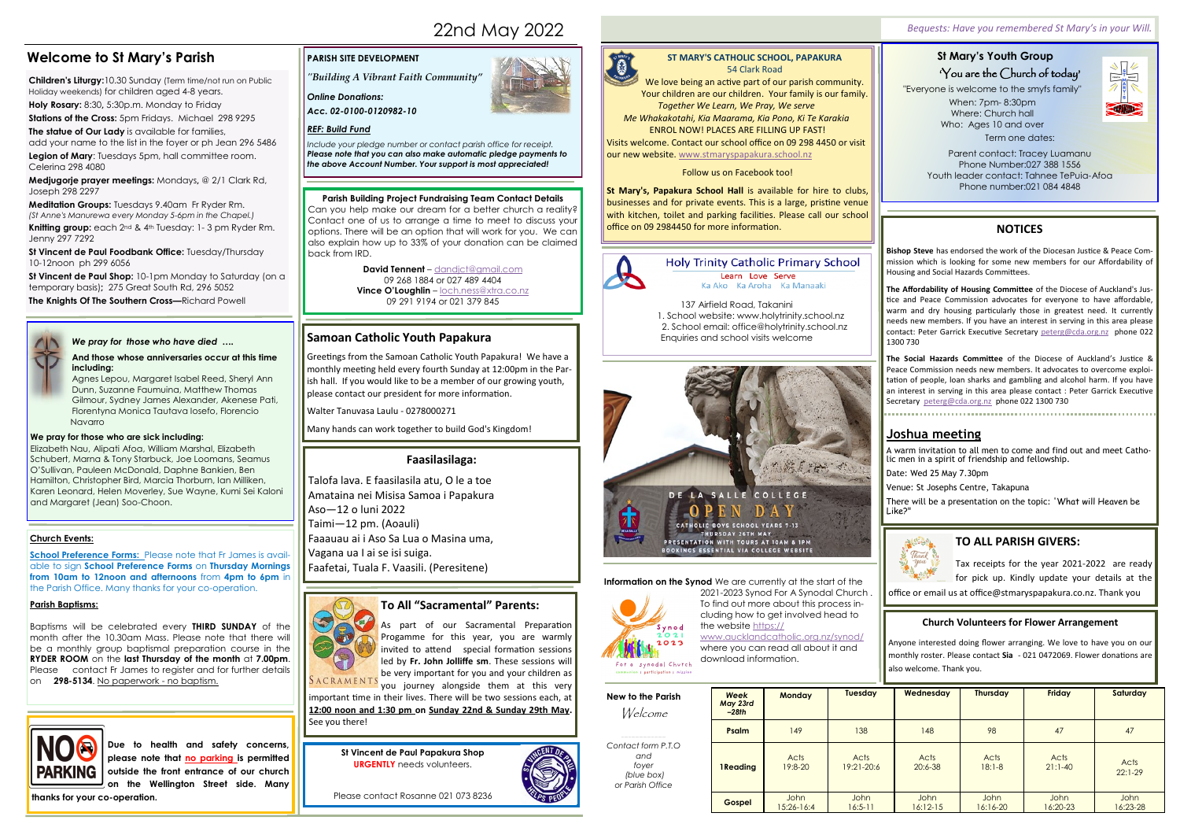22nd May 2022

*Bequests: Have you remembered St Mary's in your Will.*

## Welcome to St Mary's Parish

**Children's Liturgy:** 10.30 Sunday (Term time/not run on Public Holiday weekends) for children aged 4-8 years.

**Holy Rosary:** 8:30, 5:30p.m. Monday to Friday

**Stations of the Cross:** 5pm Fridays. Michael 298 9295

**The statue of Our Lady** is available for families, add your name to the list in the foyer or ph Jean 296 5486

**Legion of Mary**: Tuesdays 5pm, hall committee room. Celerina 298 4080

**Medjugorje prayer meetings:** Mondays, @ 2/1 Clark Rd, Joseph 298 2297

**Meditation Groups:** Tuesdays 9.40am Fr Ryder Rm. *(St Anne's Manurewa every Monday 5-6pm in the Chapel.)*

**Knitting group:** each 2nd & 4th Tuesday: 1- 3 pm Ryder Rm. Jenny 297 7292

**St Vincent de Paul Foodbank Office:** Tuesday/Thursday 10-12noon ph 299 6056

**St Vincent de Paul Shop:** 10-1pm Monday to Saturday (on a temporary basis); 275 Great South Rd, 296 5052

**The Knights Of The Southern Cross—**Richard Powell

*We pray for those who have died ….*

**And those whose anniversaries occur at this time including:**

Agnes Lepou, Margaret Isabel Reed, Sheryl Ann Dunn, Suzanne Faumuina, Matthew Thomas Gilmour, Sydney James Alexander, Akenese Pati, Florentyna Monica Tautava Iosefo, Florencio Navarro

**We pray for those who are sick including:**

Elizabeth Nau, Alipati Afoa, William Marshal, Elizabeth Schubert, Marna & Tony Starbuck, Joe Loomans, Seamus O'Sullivan, Pauleen McDonald, Daphne Bankien, Ben Hamilton, Christopher Bird, Marcia Thorburn, Ian Milliken, Karen Leonard, Helen Moverley, Sue Wayne, Kumi Sei Kaloni and Margaret (Jean) Soo-Choon.

### Church Events:

**School Preference Forms:** Please note that Fr James is available to sign **School Preference Forms** on **Thursday Mornings from 10am to 12noon and afternoons** from **4pm to 6pm** in the Parish Office. Many thanks for your co-operation.

**Parish Baptisms:**

Baptisms will be celebrated every **THIRD SUNDAY** of the month after the 10.30am Mass. Please note that there will be a monthly group baptismal preparation course in the **RYDER ROOM** on the **last Thursday of the month** at **7.00pm**. Please contact Fr James to register and for further details on **298-5134**. No paperwork - no baptism.

**Due to health and safety concerns, please note that no parking is permitted outside the front entrance of our church on the Wellington Street side. Many thanks for your co-operation.**

### PARISH SITE DEVELOPMENT

*"Building A Vibrant Faith Community"*

*Online Donations:*

*Acc. 02-0100-0120982-10*

*REF: Build Fund*

*Include your pledge number or contact parish office for receipt.* ***Please note that you can also make automatic pledge payments to the above Account Number. Your support is most appreciated!***

**Parish Building Project Fundraising Team Contact Details**

Can you help make our dream for a better church a reality? Contact one of us to arrange a time to meet to discuss your options. There will be an option that will work for you. We can also explain how up to 33% of your donation can be claimed back from IRD.

**David Tennent** – dandjct@gmail.com
09 268 1884 or 027 489 4404
**Vince O'Loughlin** – loch.ness@xtra.co.nz
09 291 9194 or 021 379 845

## Samoan Catholic Youth Papakura

Greetings from the Samoan Catholic Youth Papakura! We have a monthly meeting held every fourth Sunday at 12:00pm in the Parish hall. If you would like to be a member of our growing youth, please contact our president for more information.

Walter Tanuvasa Laulu - 0278000271

Many hands can work together to build God's Kingdom!

### Faasilasilaga:

Talofa lava. E faasilasila atu, O le a toe
Amataina nei Misisa Samoa i Papakura
Aso—12 o luni 2022
Taimi—12 pm. (Aoauli)
Faaauau ai i Aso Sa Lua o Masina uma,
Vagana ua i ai se isi suiga.
Faafetai, Tuala F. Vaasili. (Peresitene)

### To All "Sacramental" Parents:

As part of our Sacramental Preparation Progamme for this year, you are warmly invited to attend special formation sessions led by **Fr. John Jolliffe sm**. These sessions will be very important for you and your children as you journey alongside them at this very important time in their lives. There will be two sessions each, at **12:00 noon and 1:30 pm on Sunday 22nd & Sunday 29th May.** See you there!

**St Vincent de Paul Papakura Shop** **URGENTLY** needs volunteers.

Please contact Rosanne 021 073 8236

### ST MARY'S CATHOLIC SCHOOL, PAPAKURA

54 Clark Road

We love being an active part of our parish community. Your children are our children. Your family is our family.
*Together We Learn, We Pray, We serve*
*Me Whakakotahi, Kia Maarama, Kia Pono, Ki Te Karakia*
ENROL NOW! PLACES ARE FILLING UP FAST!
Visits welcome. Contact our school office on 09 298 4450 or visit our new website. www.stmaryspapakura.school.nz

Follow us on Facebook too!

**St Mary's, Papakura School Hall** is available for hire to clubs, businesses and for private events. This is a large, pristine venue with kitchen, toilet and parking facilities. Please call our school office on 09 2984450 for more information.

### Holy Trinity Catholic Primary School

Learn Love Serve
Ka Ako Ka Aroha Ka Manaaki

137 Airfield Road, Takanini
1. School website: www.holytrinity.school.nz
2. School email: office@holytrinity.school.nz
Enquiries and school visits welcome

DE LA SALLE COLLEGE
OPEN DAY
CATHOLIC BOYS SCHOOL YEARS 7-13
THURSDAY 26TH MAY
PRESENTATION WITH TOURS AT 10AM & 1PM
BOOKINGS ESSENTIAL VIA COLLEGE WEBSITE

**Information on the Synod** We are currently at the start of the 2021-2023 Synod For A Synodal Church . To find out more about this process including how to get involved head to the website https://www.aucklandcatholic.org.nz/synod/ where you can read all about it and download information.

### St Mary's Youth Group

'You are the Church of today'

"Everyone is welcome to the smyfs family"
When: 7pm- 8:30pm
Where: Church hall
Who: Ages 10 and over
Term one dates:

Parent contact: Tracey Luamanu
Phone Number:027 388 1556
Youth leader contact: Tahnee TePuia-Afoa
Phone number:021 084 4848

## NOTICES

**Bishop Steve** has endorsed the work of the Diocesan Justice & Peace Commission which is looking for some new members for our Affordability of Housing and Social Hazards Committees.

**The Affordability of Housing Committee** of the Diocese of Auckland's Justice and Peace Commission advocates for everyone to have affordable, warm and dry housing particularly those in greatest need. It currently needs new members. If you have an interest in serving in this area please contact: Peter Garrick Executive Secretary peterg@cda.org.nz phone 022 1300 730

**The Social Hazards Committee** of the Diocese of Auckland's Justice & Peace Commission needs new members. It advocates to overcome exploitation of people, loan sharks and gambling and alcohol harm. If you have an interest in serving in this area please contact : Peter Garrick Executive Secretary peterg@cda.org.nz phone 022 1300 730

### Joshua meeting

A warm invitation to all men to come and find out and meet Catholic men in a spirit of friendship and fellowship.

Date: Wed 25 May 7.30pm

Venue: St Josephs Centre, Takapuna

There will be a presentation on the topic: 'What will Heaven be Like?"

### TO ALL PARISH GIVERS:

Tax receipts for the year 2021-2022 are ready for pick up. Kindly update your details at the office or email us at office@stmaryspapakura.co.nz. Thank you

### Church Volunteers for Flower Arrangement

Anyone interested doing flower arranging. We love to have you on our monthly roster. Please contact **Sia** - 021 0472069. Flower donations are also welcome. Thank you.

**New to the Parish**

*Welcome*

*Contact form P.T.O and foyer (blue box) or Parish Office*

| *Week May 23rd –28th* | Monday | Tuesday | Wednesday | Thursday | Friday | Saturday |
|---|---|---|---|---|---|---|
| **Psalm** | 149 | 138 | 148 | 98 | 47 | 47 |
| **1Reading** | Acts 19:8-20 | Acts 19:21-20:6 | Acts 20:6-38 | Acts 18:1-8 | Acts 21:1-40 | Acts 22:1-29 |
| **Gospel** | John 15:26-16:4 | John 16:5-11 | John 16:12-15 | John 16:16-20 | John 16:20-23 | John 16:23-28 |